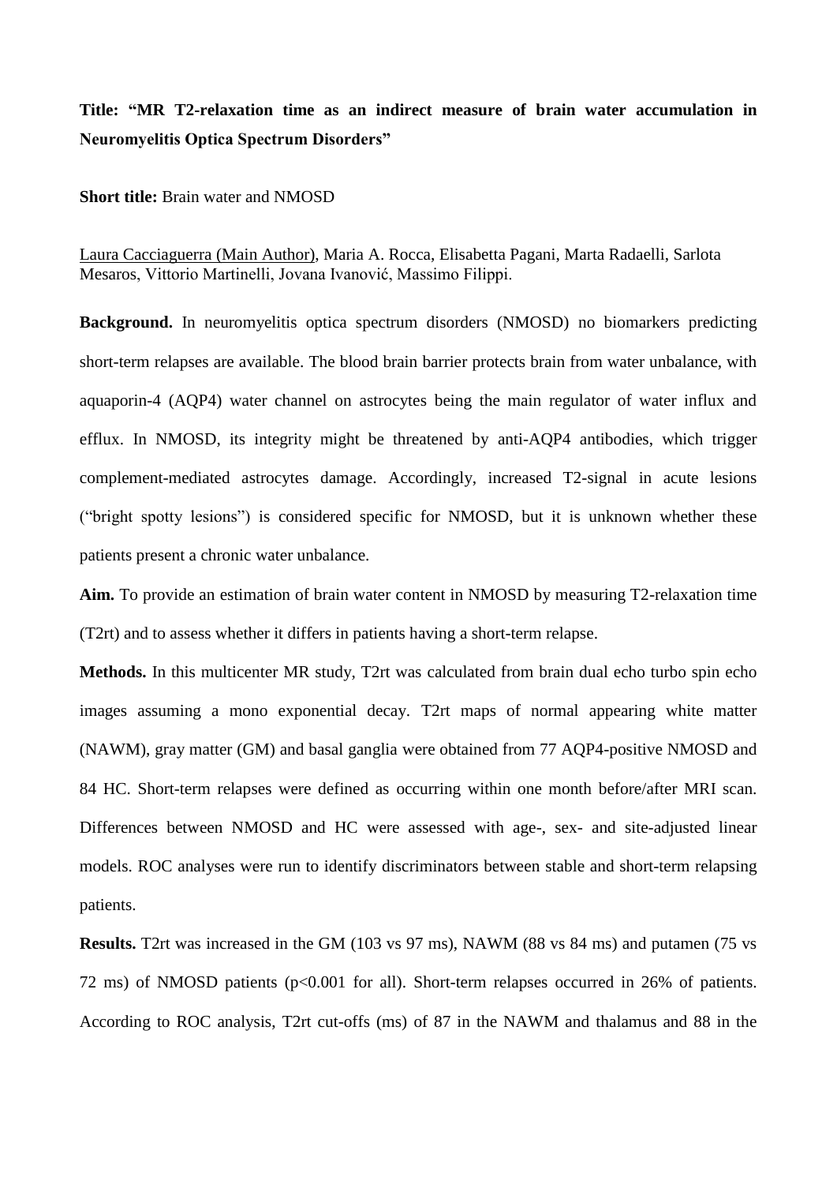**Title: "MR T2-relaxation time as an indirect measure of brain water accumulation in Neuromyelitis Optica Spectrum Disorders"**

**Short title:** Brain water and NMOSD

Laura Cacciaguerra (Main Author), Maria A. Rocca, Elisabetta Pagani, Marta Radaelli, Sarlota Mesaros, Vittorio Martinelli, Jovana Ivanović, Massimo Filippi.

**Background.** In neuromyelitis optica spectrum disorders (NMOSD) no biomarkers predicting short-term relapses are available. The blood brain barrier protects brain from water unbalance, with aquaporin-4 (AQP4) water channel on astrocytes being the main regulator of water influx and efflux. In NMOSD, its integrity might be threatened by anti-AQP4 antibodies, which trigger complement-mediated astrocytes damage. Accordingly, increased T2-signal in acute lesions ("bright spotty lesions") is considered specific for NMOSD, but it is unknown whether these patients present a chronic water unbalance.

**Aim.** To provide an estimation of brain water content in NMOSD by measuring T2-relaxation time (T2rt) and to assess whether it differs in patients having a short-term relapse.

**Methods.** In this multicenter MR study, T2rt was calculated from brain dual echo turbo spin echo images assuming a mono exponential decay. T2rt maps of normal appearing white matter (NAWM), gray matter (GM) and basal ganglia were obtained from 77 AQP4-positive NMOSD and 84 HC. Short-term relapses were defined as occurring within one month before/after MRI scan. Differences between NMOSD and HC were assessed with age-, sex- and site-adjusted linear models. ROC analyses were run to identify discriminators between stable and short-term relapsing patients.

**Results.** T2rt was increased in the GM (103 vs 97 ms), NAWM (88 vs 84 ms) and putamen (75 vs 72 ms) of NMOSD patients ($p<0.001$ for all). Short-term relapses occurred in 26% of patients. According to ROC analysis, T2rt cut-offs (ms) of 87 in the NAWM and thalamus and 88 in the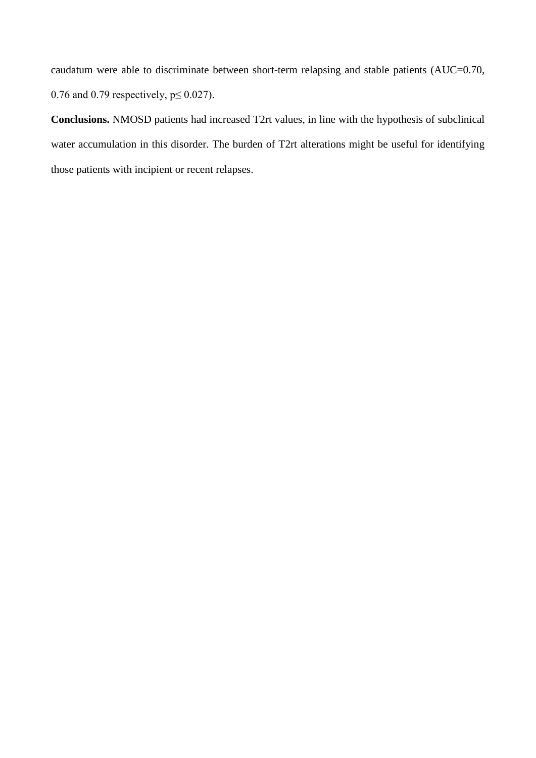caudatum were able to discriminate between short-term relapsing and stable patients (AUC=0.70, 0.76 and 0.79 respectively, $p \leq 0.027$).

**Conclusions.** NMOSD patients had increased T2rt values, in line with the hypothesis of subclinical water accumulation in this disorder. The burden of T2rt alterations might be useful for identifying those patients with incipient or recent relapses.